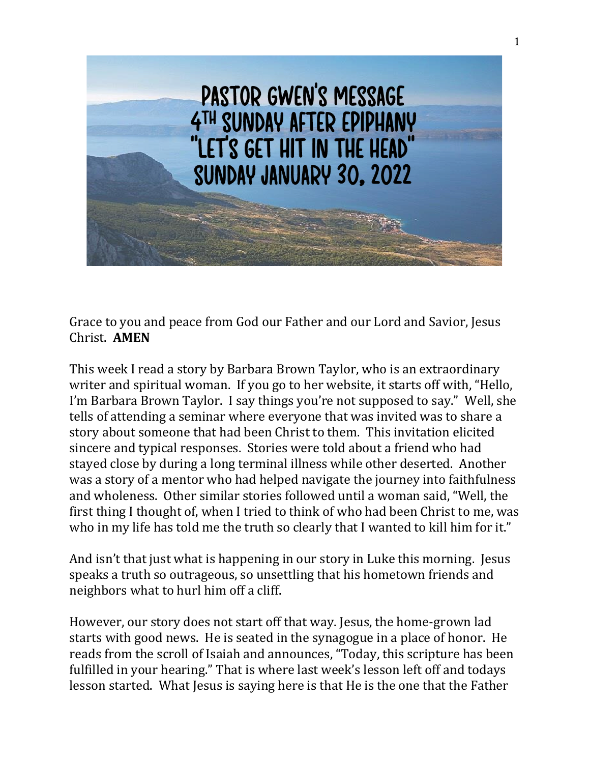# PASTOR GWEN'S MESSAGE
# 4TH SUNDAY AFTER EPIPHANY
# "LET'S GET HIT IN THE HEAD"
# SUNDAY JANUARY 30, 2022

Grace to you and peace from God our Father and our Lord and Savior, Jesus Christ. **AMEN**

This week I read a story by Barbara Brown Taylor, who is an extraordinary writer and spiritual woman. If you go to her website, it starts off with, "Hello, I'm Barbara Brown Taylor. I say things you're not supposed to say." Well, she tells of attending a seminar where everyone that was invited was to share a story about someone that had been Christ to them. This invitation elicited sincere and typical responses. Stories were told about a friend who had stayed close by during a long terminal illness while other deserted. Another was a story of a mentor who had helped navigate the journey into faithfulness and wholeness. Other similar stories followed until a woman said, "Well, the first thing I thought of, when I tried to think of who had been Christ to me, was who in my life has told me the truth so clearly that I wanted to kill him for it."

And isn't that just what is happening in our story in Luke this morning. Jesus speaks a truth so outrageous, so unsettling that his hometown friends and neighbors what to hurl him off a cliff.

However, our story does not start off that way. Jesus, the home-grown lad starts with good news. He is seated in the synagogue in a place of honor. He reads from the scroll of Isaiah and announces, "Today, this scripture has been fulfilled in your hearing." That is where last week's lesson left off and todays lesson started. What Jesus is saying here is that He is the one that the Father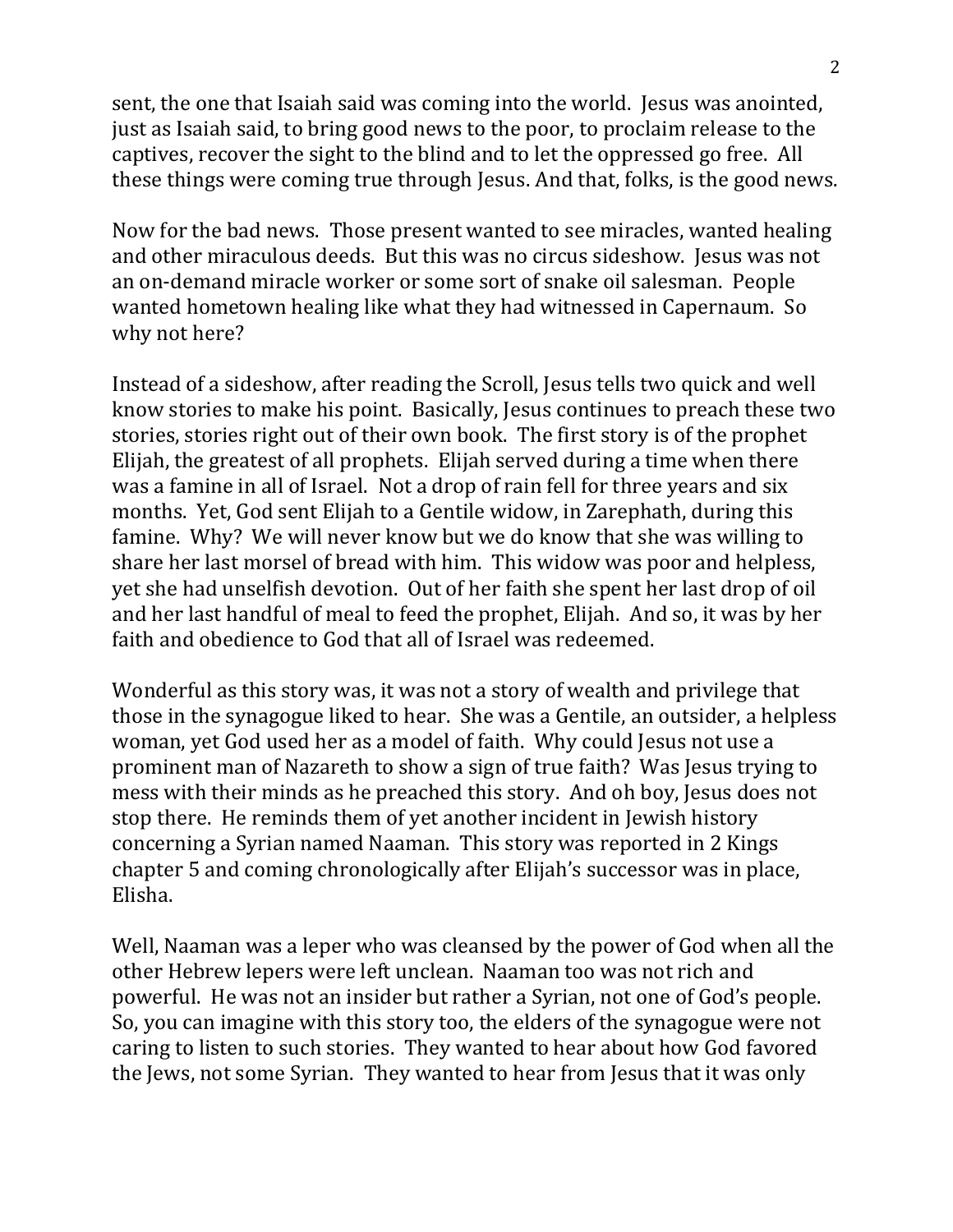sent, the one that Isaiah said was coming into the world. Jesus was anointed, just as Isaiah said, to bring good news to the poor, to proclaim release to the captives, recover the sight to the blind and to let the oppressed go free. All these things were coming true through Jesus. And that, folks, is the good news.

Now for the bad news. Those present wanted to see miracles, wanted healing and other miraculous deeds. But this was no circus sideshow. Jesus was not an on-demand miracle worker or some sort of snake oil salesman. People wanted hometown healing like what they had witnessed in Capernaum. So why not here?

Instead of a sideshow, after reading the Scroll, Jesus tells two quick and well know stories to make his point. Basically, Jesus continues to preach these two stories, stories right out of their own book. The first story is of the prophet Elijah, the greatest of all prophets. Elijah served during a time when there was a famine in all of Israel. Not a drop of rain fell for three years and six months. Yet, God sent Elijah to a Gentile widow, in Zarephath, during this famine. Why? We will never know but we do know that she was willing to share her last morsel of bread with him. This widow was poor and helpless, yet she had unselfish devotion. Out of her faith she spent her last drop of oil and her last handful of meal to feed the prophet, Elijah. And so, it was by her faith and obedience to God that all of Israel was redeemed.

Wonderful as this story was, it was not a story of wealth and privilege that those in the synagogue liked to hear. She was a Gentile, an outsider, a helpless woman, yet God used her as a model of faith. Why could Jesus not use a prominent man of Nazareth to show a sign of true faith? Was Jesus trying to mess with their minds as he preached this story. And oh boy, Jesus does not stop there. He reminds them of yet another incident in Jewish history concerning a Syrian named Naaman. This story was reported in 2 Kings chapter 5 and coming chronologically after Elijah's successor was in place, Elisha.

Well, Naaman was a leper who was cleansed by the power of God when all the other Hebrew lepers were left unclean. Naaman too was not rich and powerful. He was not an insider but rather a Syrian, not one of God's people. So, you can imagine with this story too, the elders of the synagogue were not caring to listen to such stories. They wanted to hear about how God favored the Jews, not some Syrian. They wanted to hear from Jesus that it was only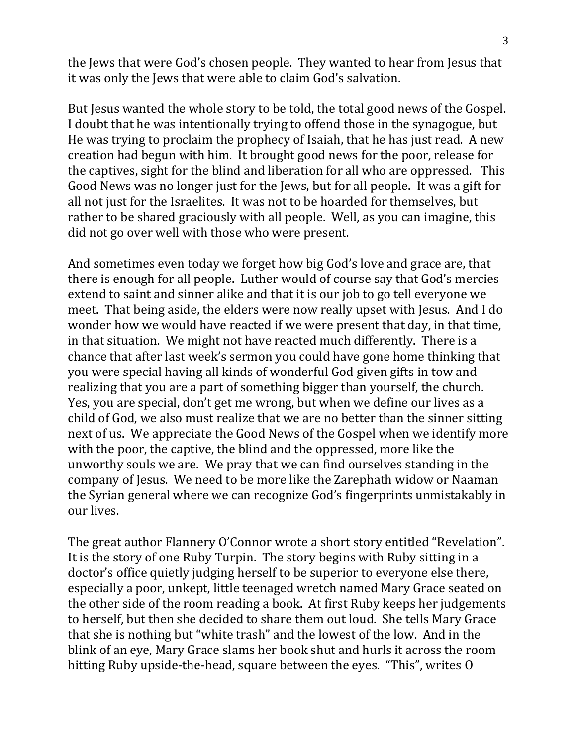the Jews that were God's chosen people. They wanted to hear from Jesus that it was only the Jews that were able to claim God's salvation.

But Jesus wanted the whole story to be told, the total good news of the Gospel. I doubt that he was intentionally trying to offend those in the synagogue, but He was trying to proclaim the prophecy of Isaiah, that he has just read. A new creation had begun with him. It brought good news for the poor, release for the captives, sight for the blind and liberation for all who are oppressed. This Good News was no longer just for the Jews, but for all people. It was a gift for all not just for the Israelites. It was not to be hoarded for themselves, but rather to be shared graciously with all people. Well, as you can imagine, this did not go over well with those who were present.

And sometimes even today we forget how big God's love and grace are, that there is enough for all people. Luther would of course say that God's mercies extend to saint and sinner alike and that it is our job to go tell everyone we meet. That being aside, the elders were now really upset with Jesus. And I do wonder how we would have reacted if we were present that day, in that time, in that situation. We might not have reacted much differently. There is a chance that after last week's sermon you could have gone home thinking that you were special having all kinds of wonderful God given gifts in tow and realizing that you are a part of something bigger than yourself, the church. Yes, you are special, don't get me wrong, but when we define our lives as a child of God, we also must realize that we are no better than the sinner sitting next of us. We appreciate the Good News of the Gospel when we identify more with the poor, the captive, the blind and the oppressed, more like the unworthy souls we are. We pray that we can find ourselves standing in the company of Jesus. We need to be more like the Zarephath widow or Naaman the Syrian general where we can recognize God's fingerprints unmistakably in our lives.

The great author Flannery O'Connor wrote a short story entitled "Revelation". It is the story of one Ruby Turpin. The story begins with Ruby sitting in a doctor's office quietly judging herself to be superior to everyone else there, especially a poor, unkept, little teenaged wretch named Mary Grace seated on the other side of the room reading a book. At first Ruby keeps her judgements to herself, but then she decided to share them out loud. She tells Mary Grace that she is nothing but "white trash" and the lowest of the low. And in the blink of an eye, Mary Grace slams her book shut and hurls it across the room hitting Ruby upside-the-head, square between the eyes. "This", writes O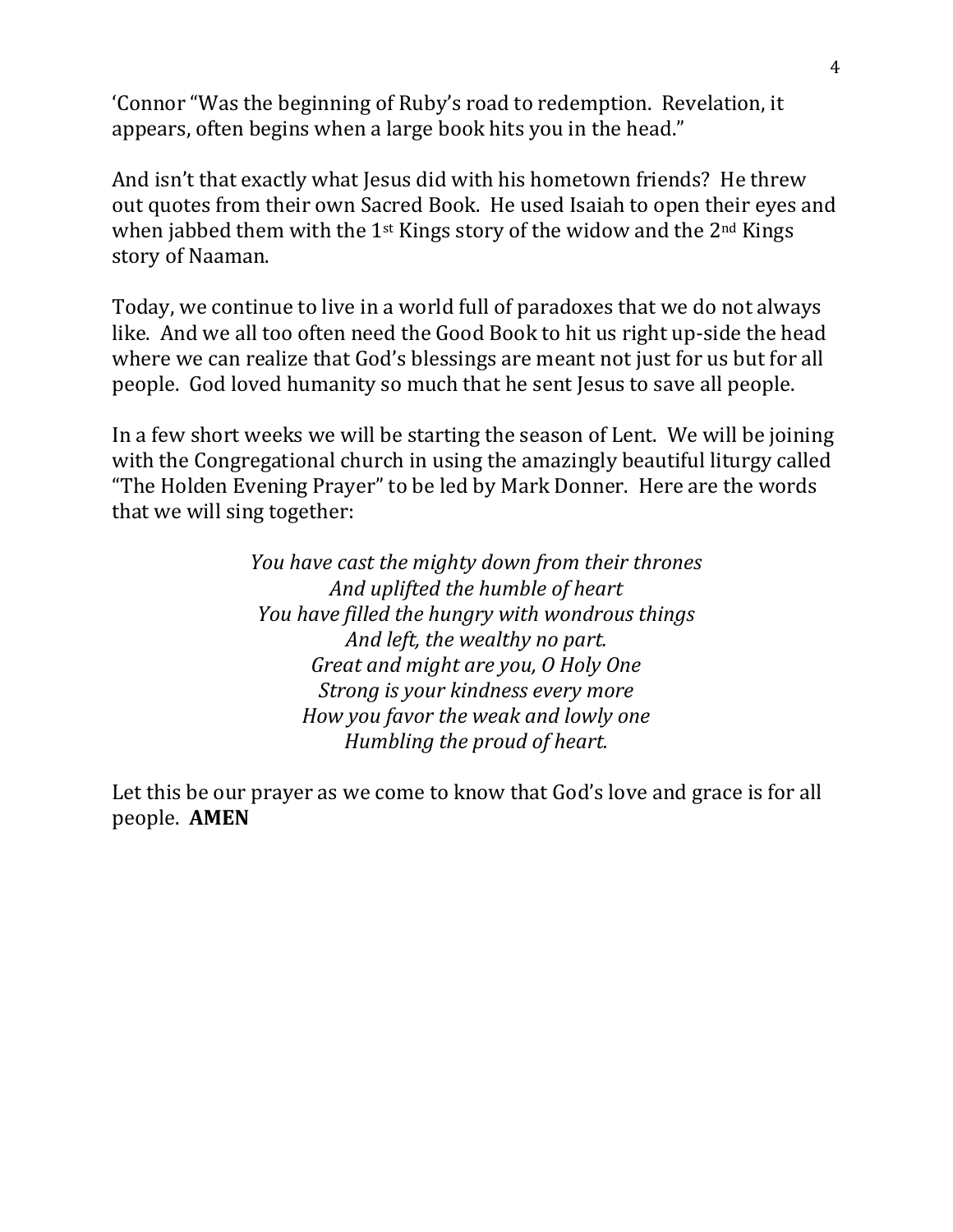'Connor "Was the beginning of Ruby's road to redemption. Revelation, it appears, often begins when a large book hits you in the head."

And isn't that exactly what Jesus did with his hometown friends? He threw out quotes from their own Sacred Book. He used Isaiah to open their eyes and when jabbed them with the 1st Kings story of the widow and the 2nd Kings story of Naaman.

Today, we continue to live in a world full of paradoxes that we do not always like. And we all too often need the Good Book to hit us right up-side the head where we can realize that God's blessings are meant not just for us but for all people. God loved humanity so much that he sent Jesus to save all people.

In a few short weeks we will be starting the season of Lent. We will be joining with the Congregational church in using the amazingly beautiful liturgy called "The Holden Evening Prayer" to be led by Mark Donner. Here are the words that we will sing together:

*You have cast the mighty down from their thrones*
*And uplifted the humble of heart*
*You have filled the hungry with wondrous things*
*And left, the wealthy no part.*
*Great and might are you, O Holy One*
*Strong is your kindness every more*
*How you favor the weak and lowly one*
*Humbling the proud of heart.*

Let this be our prayer as we come to know that God's love and grace is for all people. **AMEN**